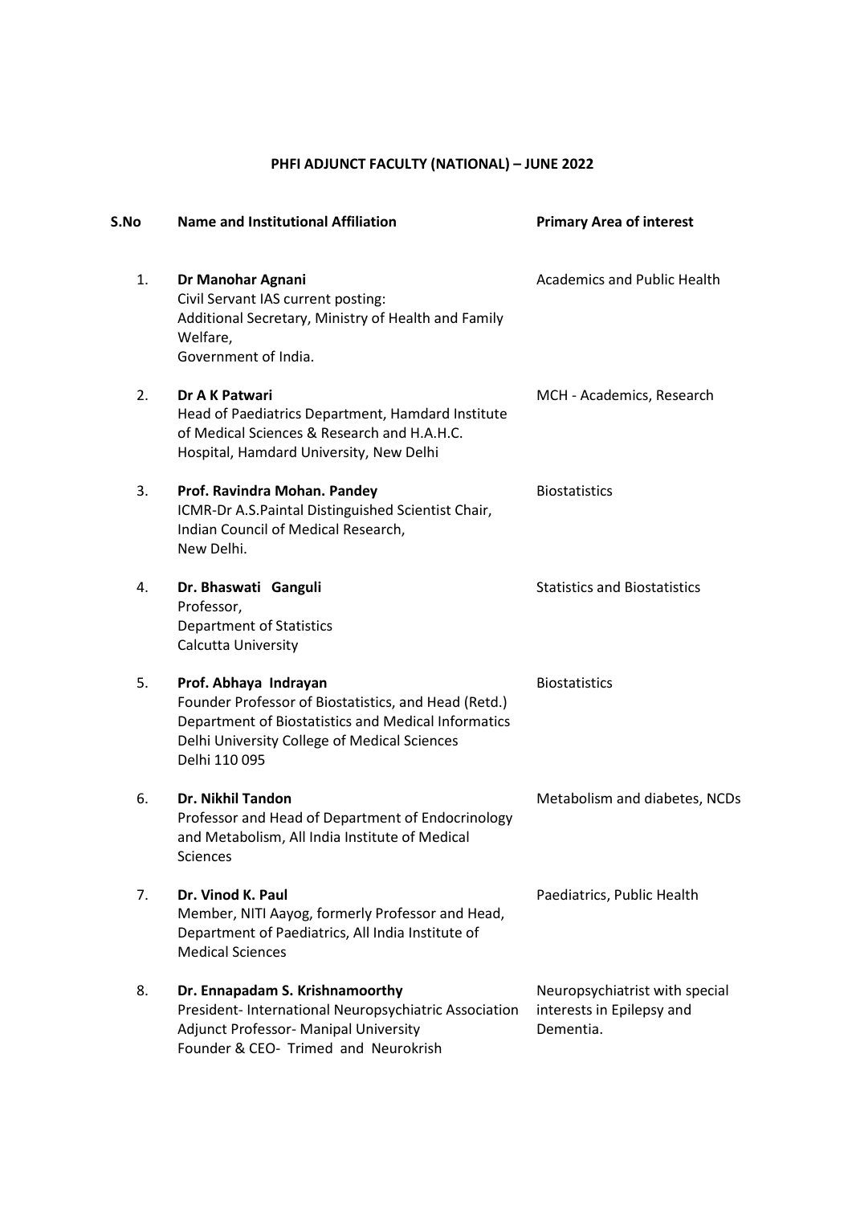# PHFI ADJUNCT FACULTY (NATIONAL) – JUNE 2022

| S.No | Name and Institutional Affiliation | Primary Area of interest |
|---|---|---|
| 1. | **Dr Manohar Agnani**<br>Civil Servant IAS current posting:<br>Additional Secretary, Ministry of Health and Family Welfare,<br>Government of India. | Academics and Public Health |
| 2. | **Dr A K Patwari**<br>Head of Paediatrics Department, Hamdard Institute of Medical Sciences & Research and H.A.H.C. Hospital, Hamdard University, New Delhi | MCH - Academics, Research |
| 3. | **Prof. Ravindra Mohan. Pandey**<br>ICMR-Dr A.S.Paintal Distinguished Scientist Chair,<br>Indian Council of Medical Research,<br>New Delhi. | Biostatistics |
| 4. | **Dr. Bhaswati Ganguli**<br>Professor,<br>Department of Statistics<br>Calcutta University | Statistics and Biostatistics |
| 5. | **Prof. Abhaya Indrayan**<br>Founder Professor of Biostatistics, and Head (Retd.)<br>Department of Biostatistics and Medical Informatics<br>Delhi University College of Medical Sciences<br>Delhi 110 095 | Biostatistics |
| 6. | **Dr. Nikhil Tandon**<br>Professor and Head of Department of Endocrinology and Metabolism, All India Institute of Medical Sciences | Metabolism and diabetes, NCDs |
| 7. | **Dr. Vinod K. Paul**<br>Member, NITI Aayog, formerly Professor and Head, Department of Paediatrics, All India Institute of Medical Sciences | Paediatrics, Public Health |
| 8. | **Dr. Ennapadam S. Krishnamoorthy**<br>President- International Neuropsychiatric Association<br>Adjunct Professor- Manipal University<br>Founder & CEO- Trimed and Neurokrish | Neuropsychiatrist with special interests in Epilepsy and Dementia. |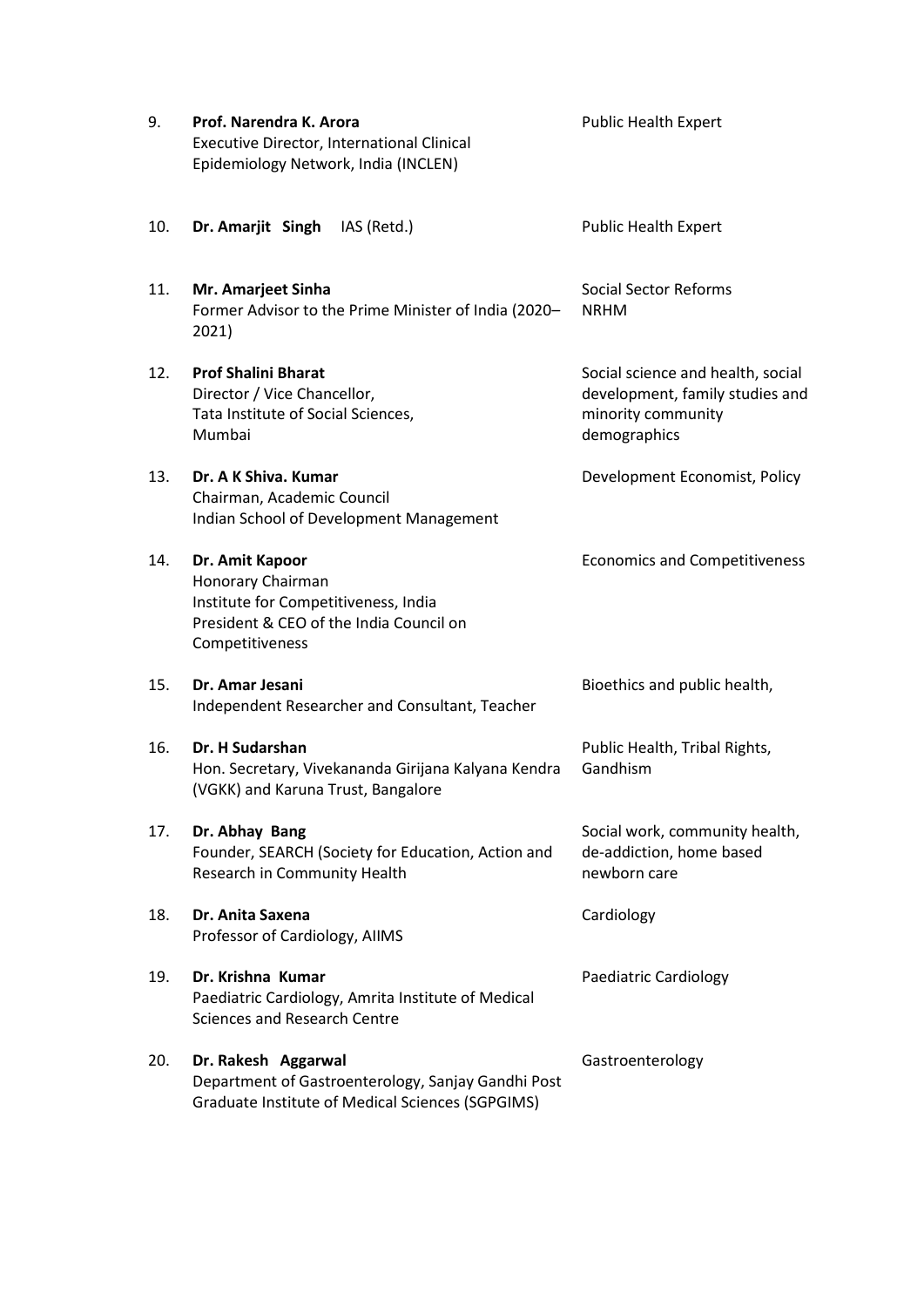| | | |
|---|---|---|
| 9. | **Prof. Narendra K. Arora**<br>Executive Director, International Clinical Epidemiology Network, India (INCLEN) | Public Health Expert |
| 10. | **Dr. Amarjit Singh** IAS (Retd.) | Public Health Expert |
| 11. | **Mr. Amarjeet Sinha**<br>Former Advisor to the Prime Minister of India (2020–2021) | Social Sector Reforms<br>NRHM |
| 12. | **Prof Shalini Bharat**<br>Director / Vice Chancellor,<br>Tata Institute of Social Sciences,<br>Mumbai | Social science and health, social development, family studies and minority community demographics |
| 13. | **Dr. A K Shiva. Kumar**<br>Chairman, Academic Council<br>Indian School of Development Management | Development Economist, Policy |
| 14. | **Dr. Amit Kapoor**<br>Honorary Chairman<br>Institute for Competitiveness, India<br>President & CEO of the India Council on Competitiveness | Economics and Competitiveness |
| 15. | **Dr. Amar Jesani**<br>Independent Researcher and Consultant, Teacher | Bioethics and public health, |
| 16. | **Dr. H Sudarshan**<br>Hon. Secretary, Vivekananda Girijana Kalyana Kendra (VGKK) and Karuna Trust, Bangalore | Public Health, Tribal Rights, Gandhism |
| 17. | **Dr. Abhay Bang**<br>Founder, SEARCH (Society for Education, Action and Research in Community Health | Social work, community health, de-addiction, home based newborn care |
| 18. | **Dr. Anita Saxena**<br>Professor of Cardiology, AIIMS | Cardiology |
| 19. | **Dr. Krishna Kumar**<br>Paediatric Cardiology, Amrita Institute of Medical Sciences and Research Centre | Paediatric Cardiology |
| 20. | **Dr. Rakesh Aggarwal**<br>Department of Gastroenterology, Sanjay Gandhi Post Graduate Institute of Medical Sciences (SGPGIMS) | Gastroenterology |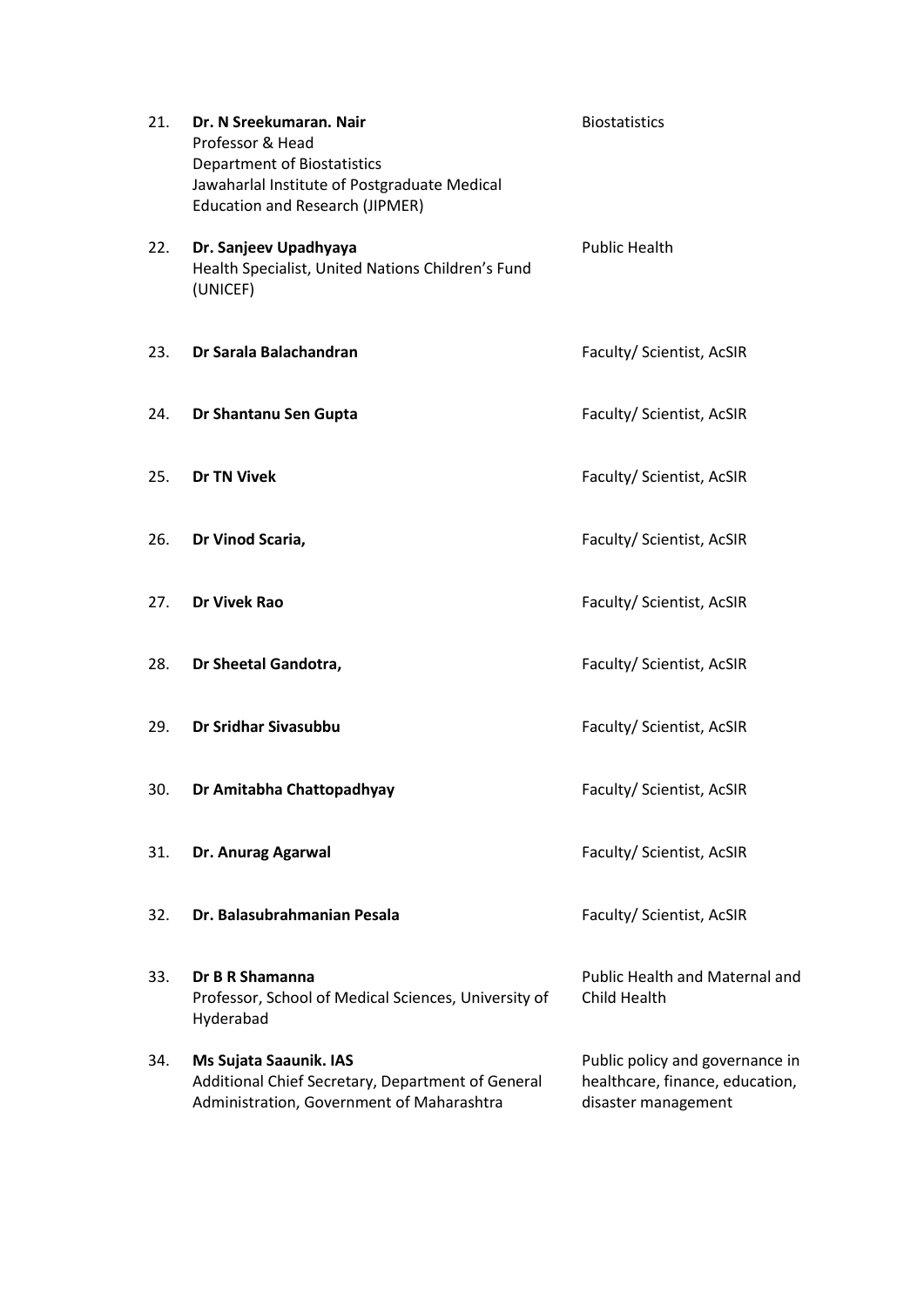| | | |
|---|---|---|
| 21. | **Dr. N Sreekumaran. Nair**<br>Professor & Head<br>Department of Biostatistics<br>Jawaharlal Institute of Postgraduate Medical Education and Research (JIPMER) | Biostatistics |
| 22. | **Dr. Sanjeev Upadhyaya**<br>Health Specialist, United Nations Children's Fund (UNICEF) | Public Health |
| 23. | **Dr Sarala Balachandran** | Faculty/ Scientist, AcSIR |
| 24. | **Dr Shantanu Sen Gupta** | Faculty/ Scientist, AcSIR |
| 25. | **Dr TN Vivek** | Faculty/ Scientist, AcSIR |
| 26. | **Dr Vinod Scaria,** | Faculty/ Scientist, AcSIR |
| 27. | **Dr Vivek Rao** | Faculty/ Scientist, AcSIR |
| 28. | **Dr Sheetal Gandotra,** | Faculty/ Scientist, AcSIR |
| 29. | **Dr Sridhar Sivasubbu** | Faculty/ Scientist, AcSIR |
| 30. | **Dr Amitabha Chattopadhyay** | Faculty/ Scientist, AcSIR |
| 31. | **Dr. Anurag Agarwal** | Faculty/ Scientist, AcSIR |
| 32. | **Dr. Balasubrahmanian Pesala** | Faculty/ Scientist, AcSIR |
| 33. | **Dr B R Shamanna**<br>Professor, School of Medical Sciences, University of Hyderabad | Public Health and Maternal and Child Health |
| 34. | **Ms Sujata Saaunik. IAS**<br>Additional Chief Secretary, Department of General Administration, Government of Maharashtra | Public policy and governance in healthcare, finance, education, disaster management |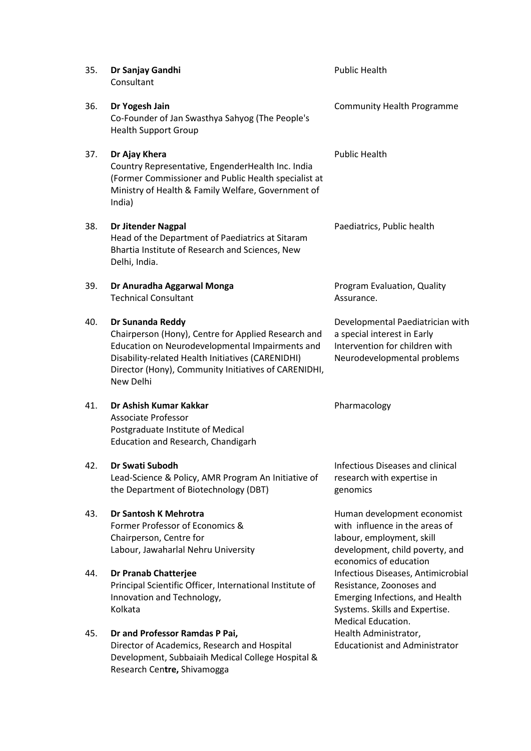| No. | Name and Designation | Expertise |
| --- | --- | --- |
| 35. | **Dr Sanjay Gandhi**<br>Consultant | Public Health |
| 36. | **Dr Yogesh Jain**<br>Co-Founder of Jan Swasthya Sahyog (The People's Health Support Group | Community Health Programme |
| 37. | **Dr Ajay Khera**<br>Country Representative, EngenderHealth Inc. India (Former Commissioner and Public Health specialist at Ministry of Health & Family Welfare, Government of India) | Public Health |
| 38. | **Dr Jitender Nagpal**<br>Head of the Department of Paediatrics at Sitaram Bhartia Institute of Research and Sciences, New Delhi, India. | Paediatrics, Public health |
| 39. | **Dr Anuradha Aggarwal Monga**<br>Technical Consultant | Program Evaluation, Quality Assurance. |
| 40. | **Dr Sunanda Reddy**<br>Chairperson (Hony), Centre for Applied Research and Education on Neurodevelopmental Impairments and Disability-related Health Initiatives (CARENIDHI)<br>Director (Hony), Community Initiatives of CARENIDHI, New Delhi | Developmental Paediatrician with a special interest in Early Intervention for children with Neurodevelopmental problems |
| 41. | **Dr Ashish Kumar Kakkar**<br>Associate Professor<br>Postgraduate Institute of Medical Education and Research, Chandigarh | Pharmacology |
| 42. | **Dr Swati Subodh**<br>Lead-Science & Policy, AMR Program An Initiative of the Department of Biotechnology (DBT) | Infectious Diseases and clinical research with expertise in genomics |
| 43. | **Dr Santosh K Mehrotra**<br>Former Professor of Economics & Chairperson, Centre for Labour, Jawaharlal Nehru University | Human development economist with influence in the areas of labour, employment, skill development, child poverty, and economics of education |
| 44. | **Dr Pranab Chatterjee**<br>Principal Scientific Officer, International Institute of Innovation and Technology, Kolkata | Infectious Diseases, Antimicrobial Resistance, Zoonoses and Emerging Infections, and Health Systems. Skills and Expertise. Medical Education. |
| 45. | **Dr and Professor Ramdas P Pai,**<br>Director of Academics, Research and Hospital Development, Subbaiaih Medical College Hospital & Research Cen**tre,** Shivamogga | Health Administrator, Educationist and Administrator |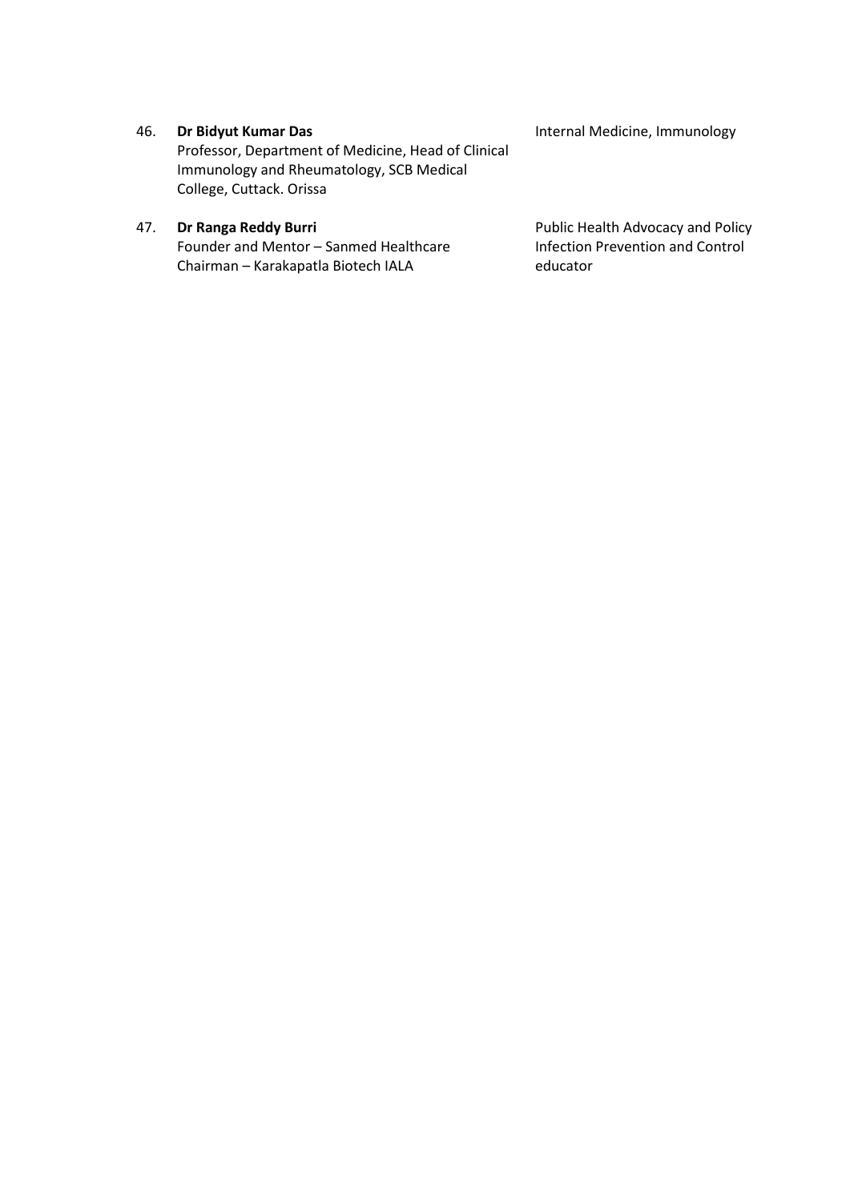| | | |
|---|---|---|
| 46. | **Dr Bidyut Kumar Das**<br>Professor, Department of Medicine, Head of Clinical Immunology and Rheumatology, SCB Medical College, Cuttack. Orissa | Internal Medicine, Immunology |
| 47. | **Dr Ranga Reddy Burri**<br>Founder and Mentor – Sanmed Healthcare<br>Chairman – Karakapatla Biotech IALA | Public Health Advocacy and Policy<br>Infection Prevention and Control educator |